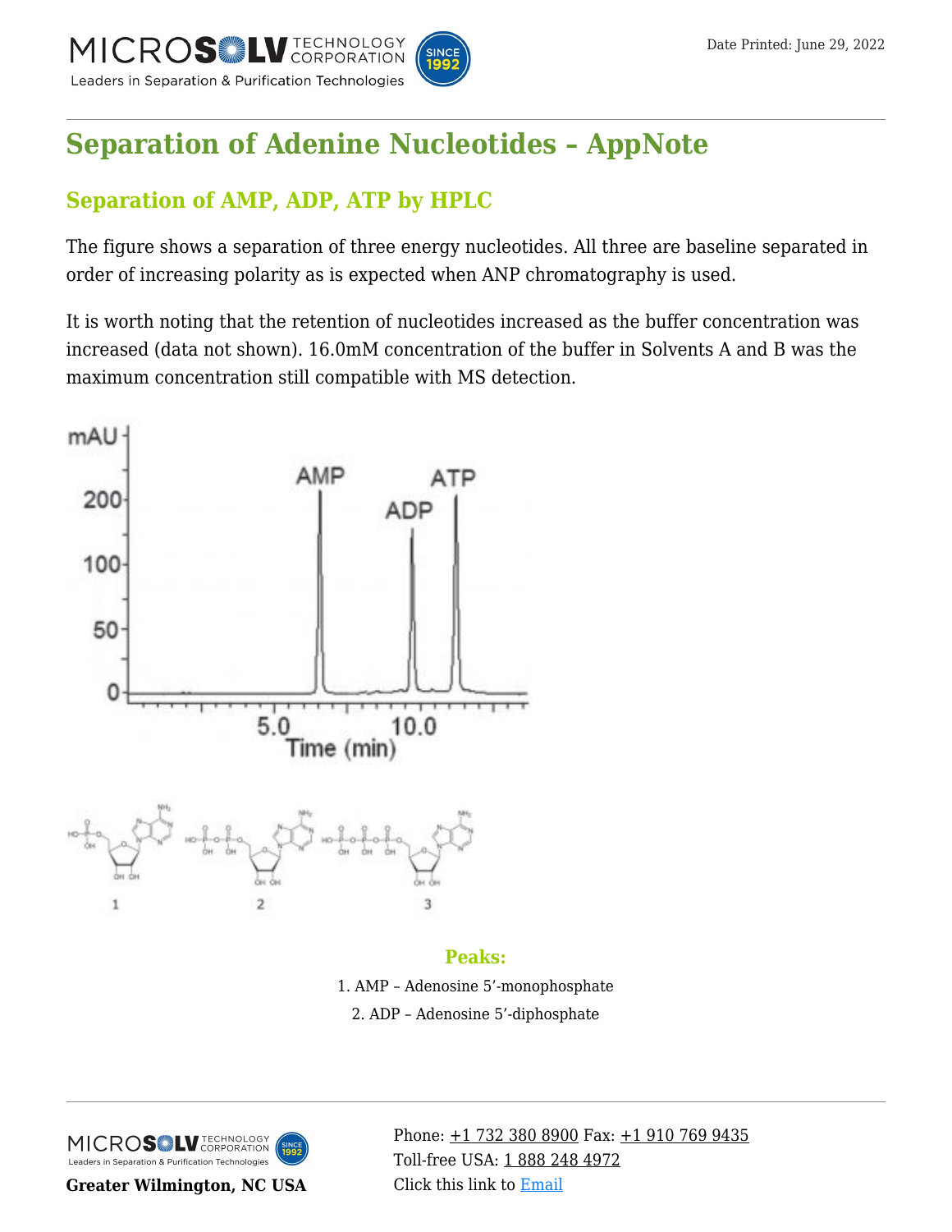# Separation of Adenine Nucleotides – AppNote

## Separation of AMP, ADP, ATP by HPLC

The figure shows a separation of three energy nucleotides. All three are baseline separated in order of increasing polarity as is expected when ANP chromatography is used.

It is worth noting that the retention of nucleotides increased as the buffer concentration was increased (data not shown). 16.0mM concentration of the buffer in Solvents A and B was the maximum concentration still compatible with MS detection.

### Peaks:

1. AMP – Adenosine 5'-monophosphate
2. ADP – Adenosine 5'-diphosphate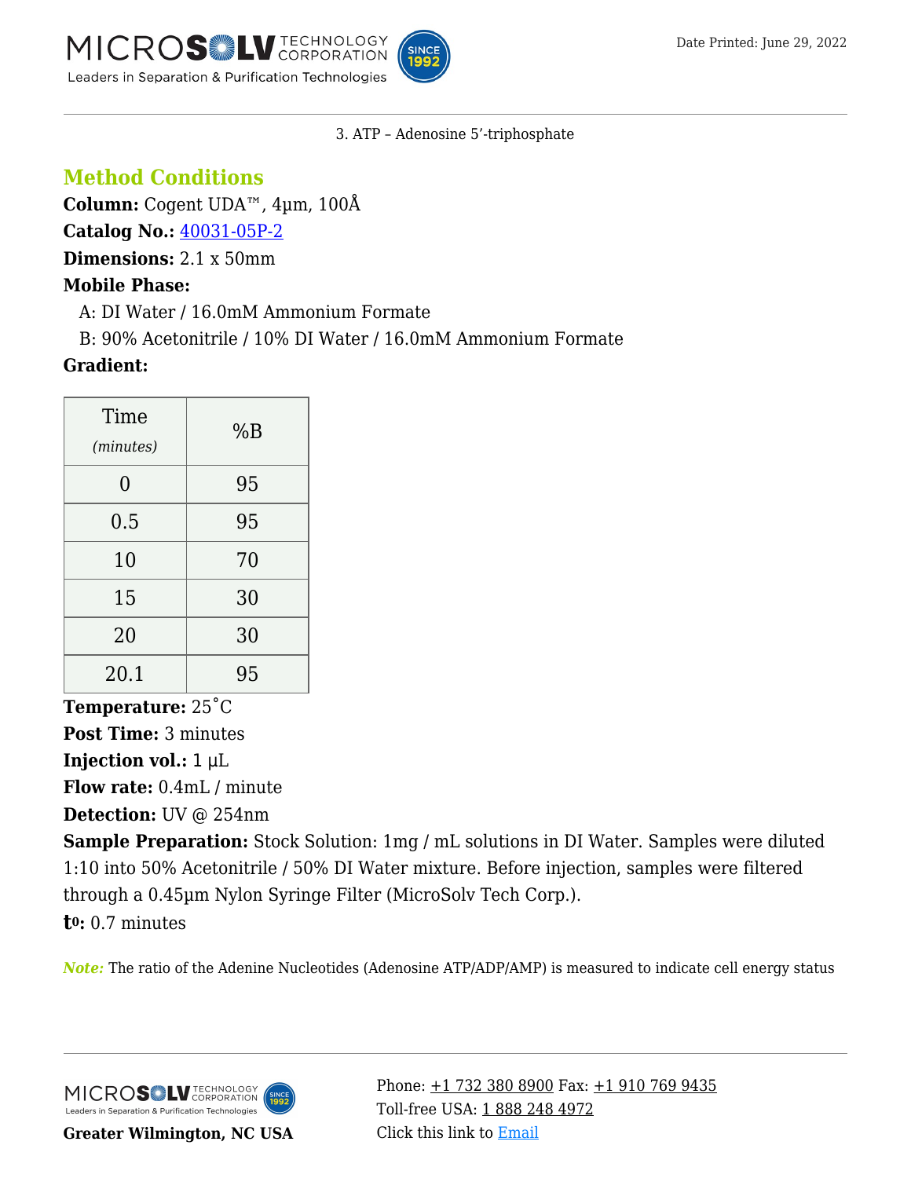3. ATP – Adenosine 5’-triphosphate

## Method Conditions

**Column:** Cogent UDA™, 4µm, 100Å

**Catalog No.:** 40031-05P-2

**Dimensions:** 2.1 x 50mm

**Mobile Phase:**

A: DI Water / 16.0mM Ammonium Formate

B: 90% Acetonitrile / 10% DI Water / 16.0mM Ammonium Formate

**Gradient:**

| Time *(minutes)* | %B |
|---|---|
| 0 | 95 |
| 0.5 | 95 |
| 10 | 70 |
| 15 | 30 |
| 20 | 30 |
| 20.1 | 95 |

**Temperature:** 25˚C

**Post Time:** 3 minutes

**Injection vol.:** 1 µL

**Flow rate:** 0.4mL / minute

**Detection:** UV @ 254nm

**Sample Preparation:** Stock Solution: 1mg / mL solutions in DI Water. Samples were diluted 1:10 into 50% Acetonitrile / 50% DI Water mixture. Before injection, samples were filtered through a 0.45µm Nylon Syringe Filter (MicroSolv Tech Corp.).

**$t_0$:** 0.7 minutes

***Note:*** The ratio of the Adenine Nucleotides (Adenosine ATP/ADP/AMP) is measured to indicate cell energy status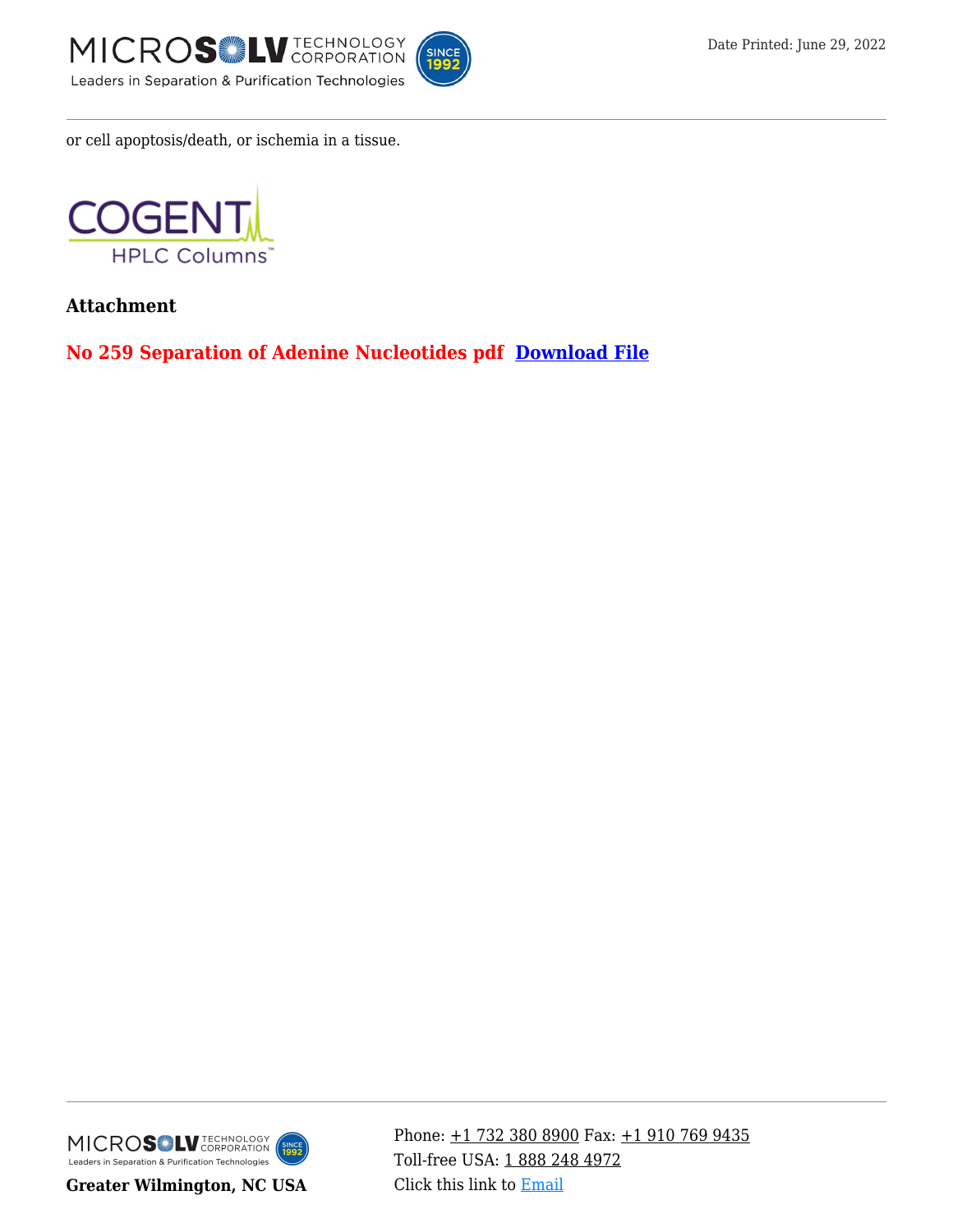or cell apoptosis/death, or ischemia in a tissue.

COGENT HPLC Columns™

### Attachment

**No 259 Separation of Adenine Nucleotides pdf** **Download File**